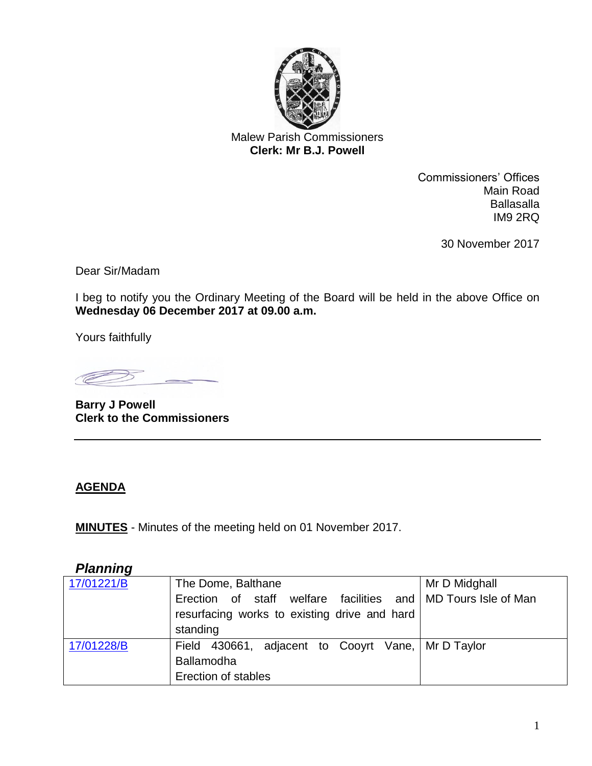Malew Parish Commissioners
**Clerk: Mr B.J. Powell**

Commissioners' Offices
Main Road
Ballasalla
IM9 2RQ

30 November 2017

Dear Sir/Madam

I beg to notify you the Ordinary Meeting of the Board will be held in the above Office on **Wednesday 06 December 2017 at 09.00 a.m.**

Yours faithfully

**Barry J Powell**
**Clerk to the Commissioners**

---

**AGENDA**

**MINUTES** - Minutes of the meeting held on 01 November 2017.

## *Planning*

| | | |
|---|---|---|
| 17/01221/B | The Dome, Balthane<br>Erection of staff welfare facilities and resurfacing works to existing drive and hard standing | Mr D Midghall<br>MD Tours Isle of Man |
| 17/01228/B | Field 430661, adjacent to Cooyrt Vane, Ballamodha<br>Erection of stables | Mr D Taylor |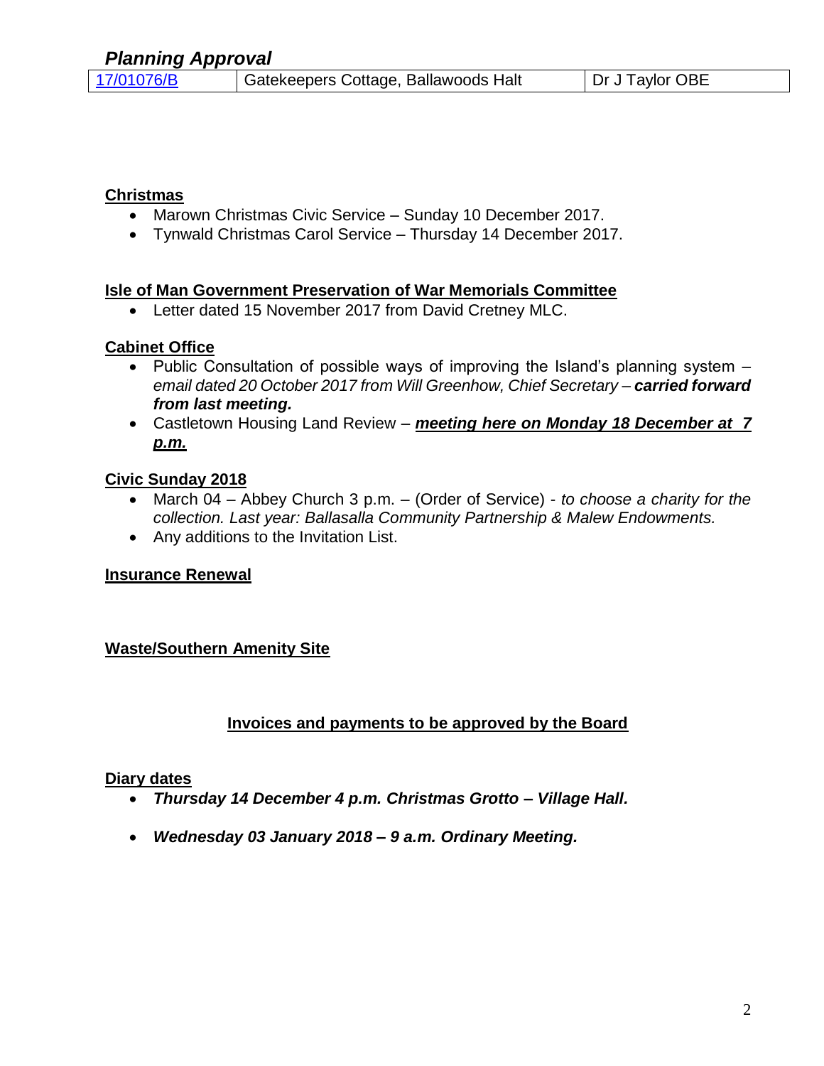## *Planning Approval*

| 17/01076/B | Gatekeepers Cottage, Ballawoods Halt | Dr J Taylor OBE |
|---|---|---|

**Christmas**

- Marown Christmas Civic Service – Sunday 10 December 2017.
- Tynwald Christmas Carol Service – Thursday 14 December 2017.

**Isle of Man Government Preservation of War Memorials Committee**

- Letter dated 15 November 2017 from David Cretney MLC.

**Cabinet Office**

- Public Consultation of possible ways of improving the Island's planning system – *email dated 20 October 2017 from Will Greenhow, Chief Secretary –* ***carried forward from last meeting.***
- Castletown Housing Land Review – ***meeting here on Monday 18 December at 7 p.m.***

**Civic Sunday 2018**

- March 04 – Abbey Church 3 p.m. – (Order of Service) - *to choose a charity for the collection. Last year: Ballasalla Community Partnership & Malew Endowments.*
- Any additions to the Invitation List.

**Insurance Renewal**

**Waste/Southern Amenity Site**

**Invoices and payments to be approved by the Board**

**Diary dates**

- ***Thursday 14 December 4 p.m. Christmas Grotto – Village Hall.***
- ***Wednesday 03 January 2018 – 9 a.m. Ordinary Meeting.***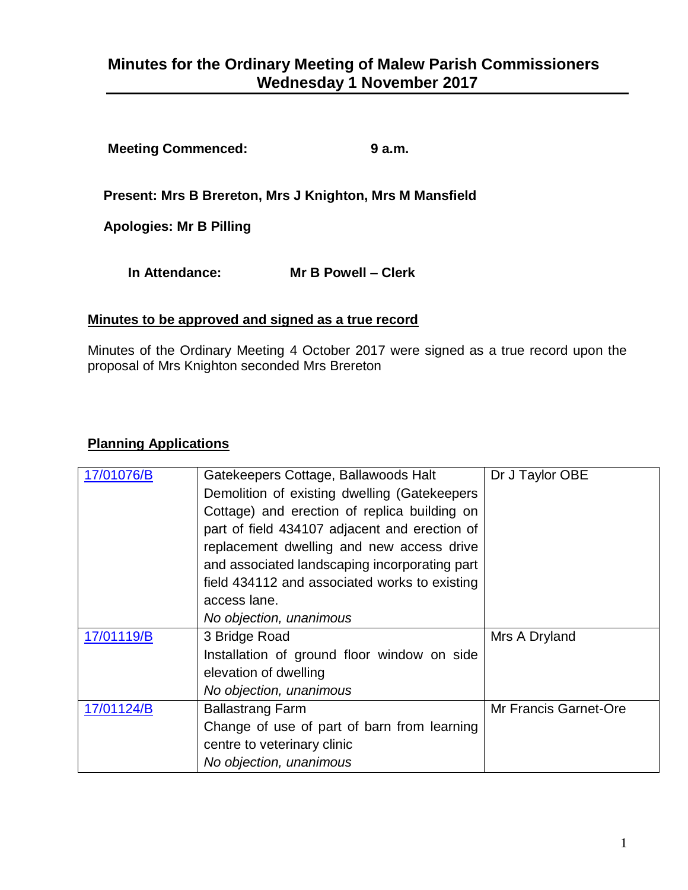# Minutes for the Ordinary Meeting of Malew Parish Commissioners Wednesday 1 November 2017

**Meeting Commenced:** **9 a.m.**

**Present: Mrs B Brereton, Mrs J Knighton, Mrs M Mansfield**

**Apologies: Mr B Pilling**

**In Attendance:** **Mr B Powell – Clerk**

## Minutes to be approved and signed as a true record

Minutes of the Ordinary Meeting 4 October 2017 were signed as a true record upon the proposal of Mrs Knighton seconded Mrs Brereton

## Planning Applications

| | | |
|---|---|---|
| 17/01076/B | Gatekeepers Cottage, Ballawoods Halt<br>Demolition of existing dwelling (Gatekeepers Cottage) and erection of replica building on part of field 434107 adjacent and erection of replacement dwelling and new access drive and associated landscaping incorporating part field 434112 and associated works to existing access lane.<br>*No objection, unanimous* | Dr J Taylor OBE |
| 17/01119/B | 3 Bridge Road<br>Installation of ground floor window on side elevation of dwelling<br>*No objection, unanimous* | Mrs A Dryland |
| 17/01124/B | Ballastrang Farm<br>Change of use of part of barn from learning centre to veterinary clinic<br>*No objection, unanimous* | Mr Francis Garnet-Ore |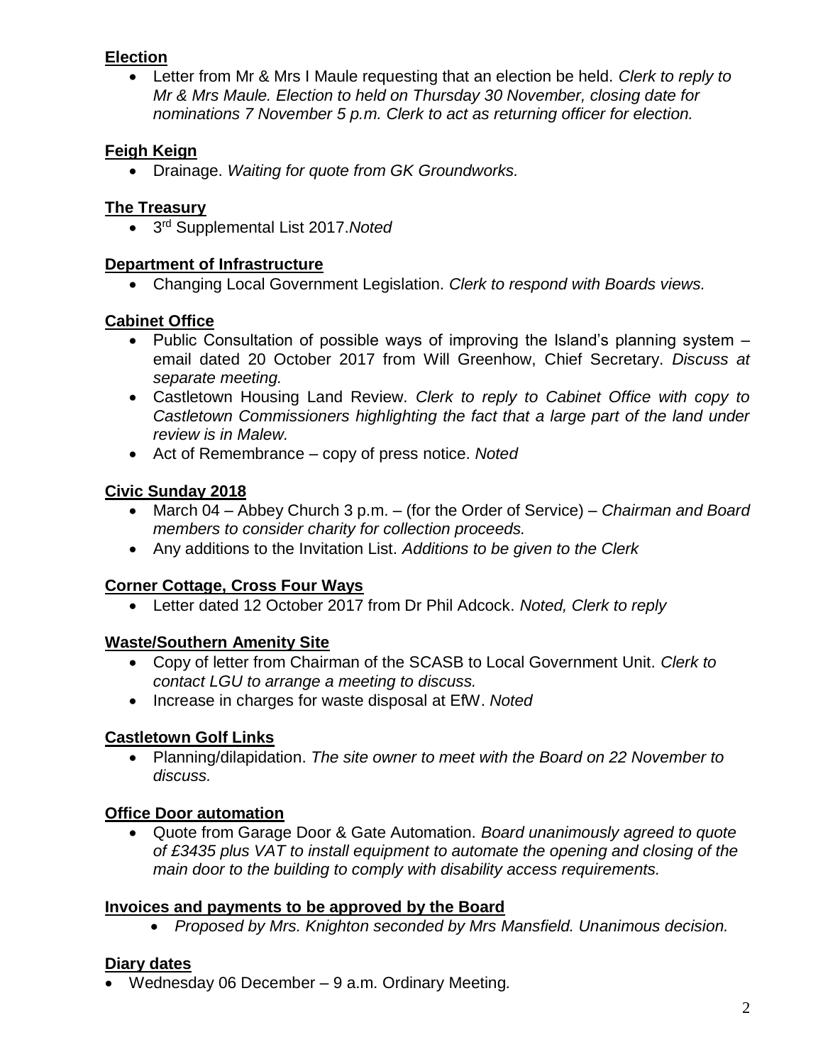**Election**

- Letter from Mr & Mrs I Maule requesting that an election be held. *Clerk to reply to Mr & Mrs Maule. Election to held on Thursday 30 November, closing date for nominations 7 November 5 p.m. Clerk to act as returning officer for election.*

**Feigh Keign**

- Drainage. *Waiting for quote from GK Groundworks.*

**The Treasury**

- 3rd Supplemental List 2017.*Noted*

**Department of Infrastructure**

- Changing Local Government Legislation. *Clerk to respond with Boards views.*

**Cabinet Office**

- Public Consultation of possible ways of improving the Island's planning system – email dated 20 October 2017 from Will Greenhow, Chief Secretary. *Discuss at separate meeting.*
- Castletown Housing Land Review. *Clerk to reply to Cabinet Office with copy to Castletown Commissioners highlighting the fact that a large part of the land under review is in Malew.*
- Act of Remembrance – copy of press notice. *Noted*

**Civic Sunday 2018**

- March 04 – Abbey Church 3 p.m. – (for the Order of Service) – *Chairman and Board members to consider charity for collection proceeds.*
- Any additions to the Invitation List. *Additions to be given to the Clerk*

**Corner Cottage, Cross Four Ways**

- Letter dated 12 October 2017 from Dr Phil Adcock. *Noted, Clerk to reply*

**Waste/Southern Amenity Site**

- Copy of letter from Chairman of the SCASB to Local Government Unit. *Clerk to contact LGU to arrange a meeting to discuss.*
- Increase in charges for waste disposal at EfW. *Noted*

**Castletown Golf Links**

- Planning/dilapidation. *The site owner to meet with the Board on 22 November to discuss.*

**Office Door automation**

- Quote from Garage Door & Gate Automation. *Board unanimously agreed to quote of £3435 plus VAT to install equipment to automate the opening and closing of the main door to the building to comply with disability access requirements.*

**Invoices and payments to be approved by the Board**

- *Proposed by Mrs. Knighton seconded by Mrs Mansfield. Unanimous decision.*

**Diary dates**

- Wednesday 06 December – 9 a.m. Ordinary Meeting.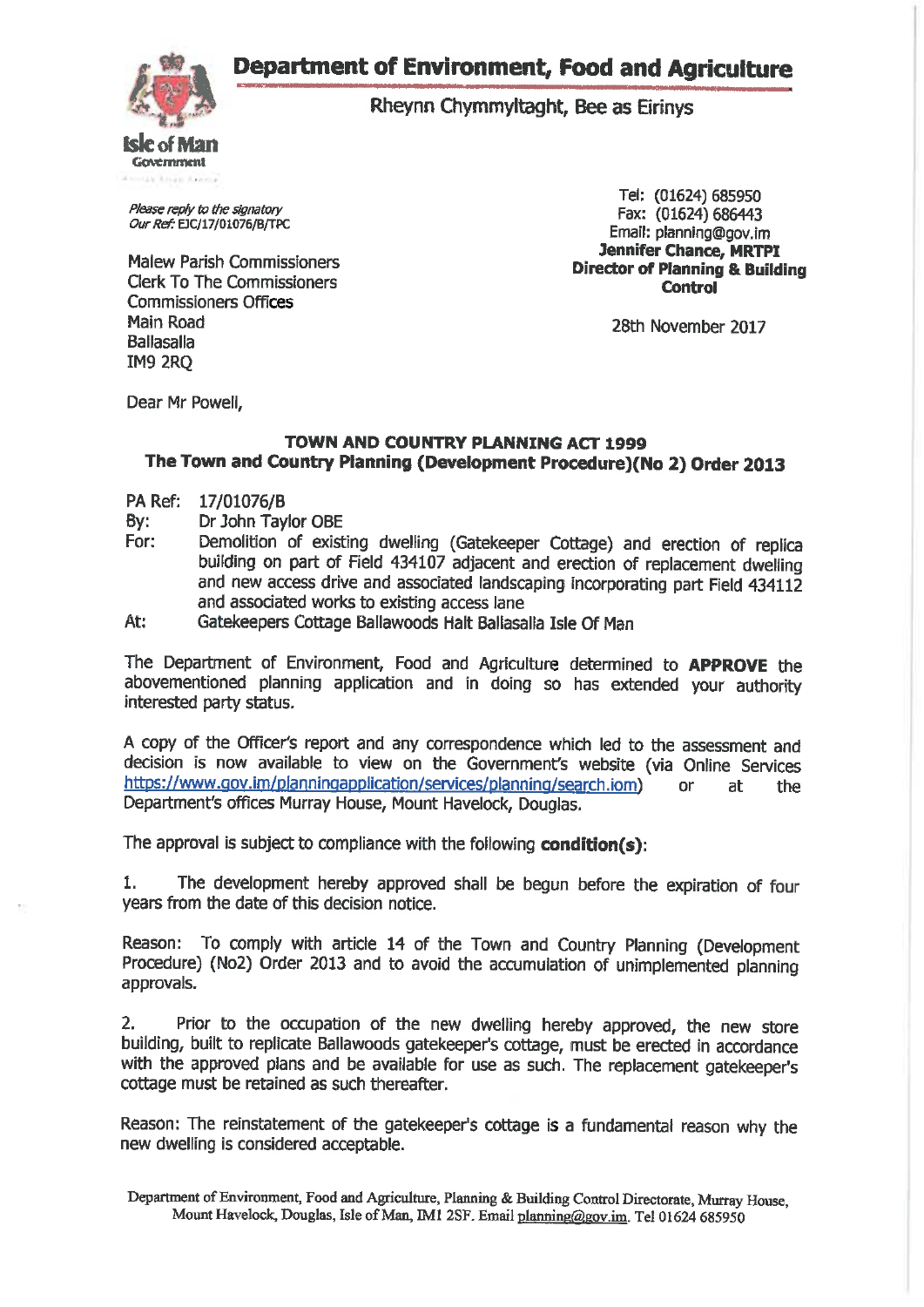# Department of Environment, Food and Agriculture

Rheynn Chymmyltaght, Bee as Eirinys

Isle of Man Government

*Please reply to the signatory*
*Our Ref:* EJC/17/01076/B/TPC

Tel: (01624) 685950
Fax: (01624) 686443
Email: planning@gov.im
**Jennifer Chance, MRTPI**
**Director of Planning & Building Control**

Malew Parish Commissioners
Clerk To The Commissioners
Commissioners Offices
Main Road
Ballasalla
IM9 2RQ

28th November 2017

Dear Mr Powell,

**TOWN AND COUNTRY PLANNING ACT 1999**
**The Town and Country Planning (Development Procedure)(No 2) Order 2013**

PA Ref: 17/01076/B
By: Dr John Taylor OBE
For: Demolition of existing dwelling (Gatekeeper Cottage) and erection of replica building on part of Field 434107 adjacent and erection of replacement dwelling and new access drive and associated landscaping incorporating part Field 434112 and associated works to existing access lane
At: Gatekeepers Cottage Ballawoods Halt Ballasalla Isle Of Man

The Department of Environment, Food and Agriculture determined to **APPROVE** the abovementioned planning application and in doing so has extended your authority interested party status.

A copy of the Officer's report and any correspondence which led to the assessment and decision is now available to view on the Government's website (via Online Services https://www.gov.im/planningapplication/services/planning/search.iom) or at the Department's offices Murray House, Mount Havelock, Douglas.

The approval is subject to compliance with the following **condition(s)**:

1. The development hereby approved shall be begun before the expiration of four years from the date of this decision notice.

Reason: To comply with article 14 of the Town and Country Planning (Development Procedure) (No2) Order 2013 and to avoid the accumulation of unimplemented planning approvals.

2. Prior to the occupation of the new dwelling hereby approved, the new store building, built to replicate Ballawoods gatekeeper's cottage, must be erected in accordance with the approved plans and be available for use as such. The replacement gatekeeper's cottage must be retained as such thereafter.

Reason: The reinstatement of the gatekeeper's cottage is a fundamental reason why the new dwelling is considered acceptable.

Department of Environment, Food and Agriculture, Planning & Building Control Directorate, Murray House, Mount Havelock, Douglas, Isle of Man, IM1 2SF. Email planning@gov.im. Tel 01624 685950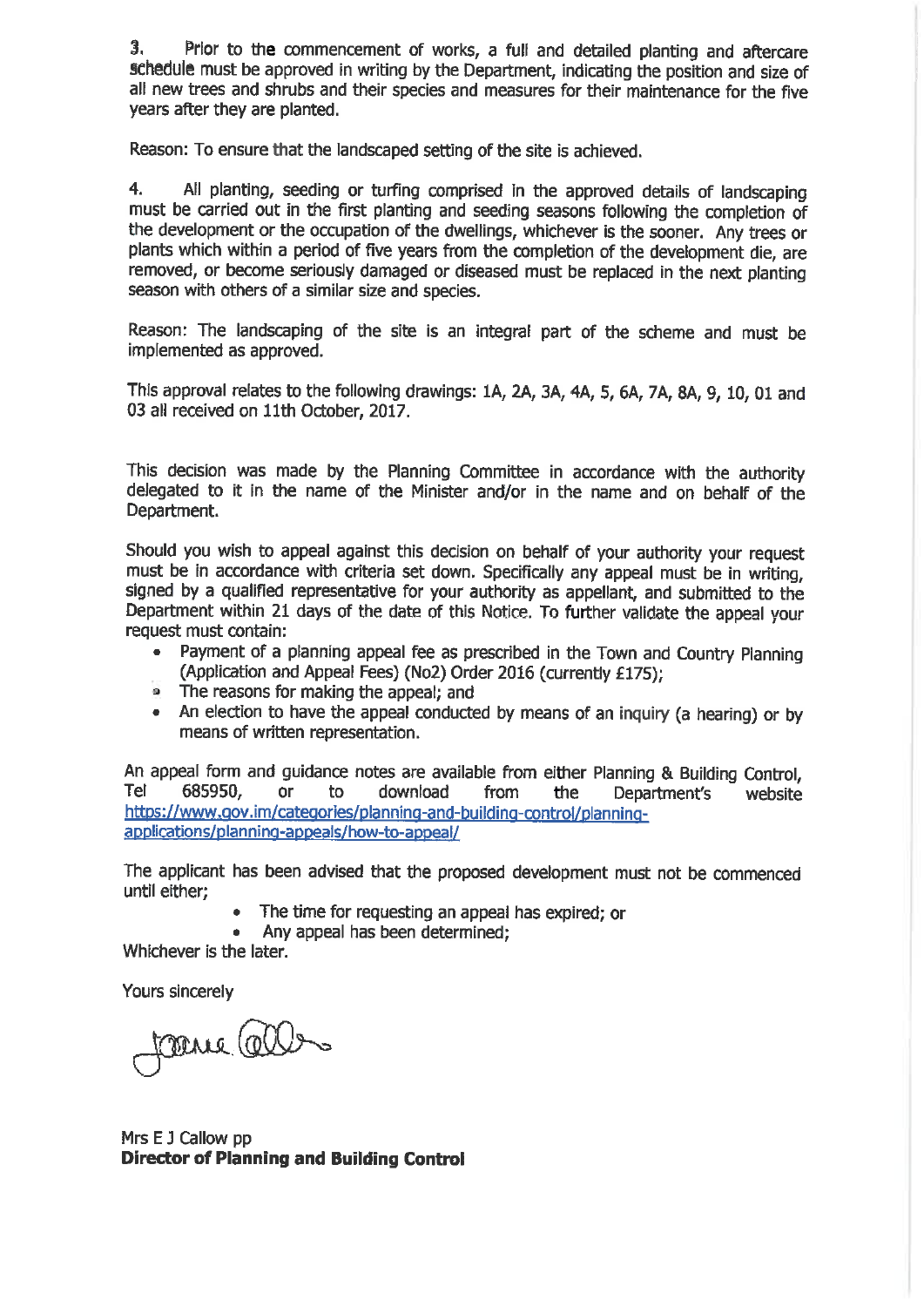3. Prior to the commencement of works, a full and detailed planting and aftercare schedule must be approved in writing by the Department, indicating the position and size of all new trees and shrubs and their species and measures for their maintenance for the five years after they are planted.

Reason: To ensure that the landscaped setting of the site is achieved.

4. All planting, seeding or turfing comprised in the approved details of landscaping must be carried out in the first planting and seeding seasons following the completion of the development or the occupation of the dwellings, whichever is the sooner. Any trees or plants which within a period of five years from the completion of the development die, are removed, or become seriously damaged or diseased must be replaced in the next planting season with others of a similar size and species.

Reason: The landscaping of the site is an integral part of the scheme and must be implemented as approved.

This approval relates to the following drawings: 1A, 2A, 3A, 4A, 5, 6A, 7A, 8A, 9, 10, 01 and 03 all received on 11th October, 2017.

This decision was made by the Planning Committee in accordance with the authority delegated to it in the name of the Minister and/or in the name and on behalf of the Department.

Should you wish to appeal against this decision on behalf of your authority your request must be in accordance with criteria set down. Specifically any appeal must be in writing, signed by a qualified representative for your authority as appellant, and submitted to the Department within 21 days of the date of this Notice. To further validate the appeal your request must contain:

- Payment of a planning appeal fee as prescribed in the Town and Country Planning (Application and Appeal Fees) (No2) Order 2016 (currently £175);
- The reasons for making the appeal; and
- An election to have the appeal conducted by means of an inquiry (a hearing) or by means of written representation.

An appeal form and guidance notes are available from either Planning & Building Control, Tel 685950, or to download from the Department's website https://www.gov.im/categories/planning-and-building-control/planning-applications/planning-appeals/how-to-appeal/

The applicant has been advised that the proposed development must not be commenced until either;

- The time for requesting an appeal has expired; or
- Any appeal has been determined;

Whichever is the later.

Yours sincerely

Mrs E J Callow pp
**Director of Planning and Building Control**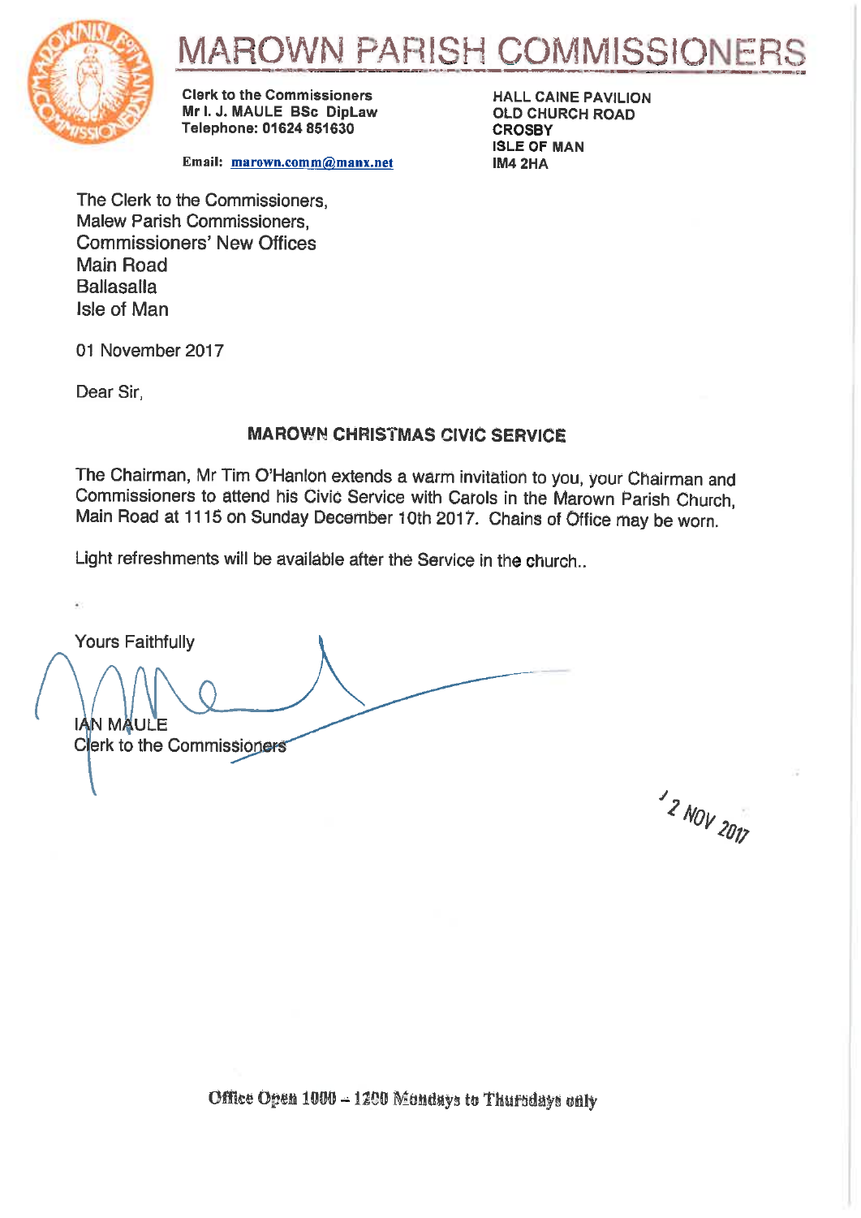# MAROWN PARISH COMMISSIONERS

**Clerk to the Commissioners**
**Mr I. J. MAULE BSc DipLaw**
**Telephone: 01624 851630**

**Email: marown.comm@manx.net**

**HALL CAINE PAVILION**
**OLD CHURCH ROAD**
**CROSBY**
**ISLE OF MAN**
**IM4 2HA**

The Clerk to the Commissioners,
Malew Parish Commissioners,
Commissioners' New Offices
Main Road
Ballasalla
Isle of Man

01 November 2017

Dear Sir,

**MAROWN CHRISTMAS CIVIC SERVICE**

The Chairman, Mr Tim O'Hanlon extends a warm invitation to you, your Chairman and Commissioners to attend his Civic Service with Carols in the Marown Parish Church, Main Road at 1115 on Sunday December 10th 2017. Chains of Office may be worn.

Light refreshments will be available after the Service in the church..

Yours Faithfully

IAN MAULE
Clerk to the Commissioners

2 NOV 2017

**Office Open 1000 – 1200 Mondays to Thursdays only**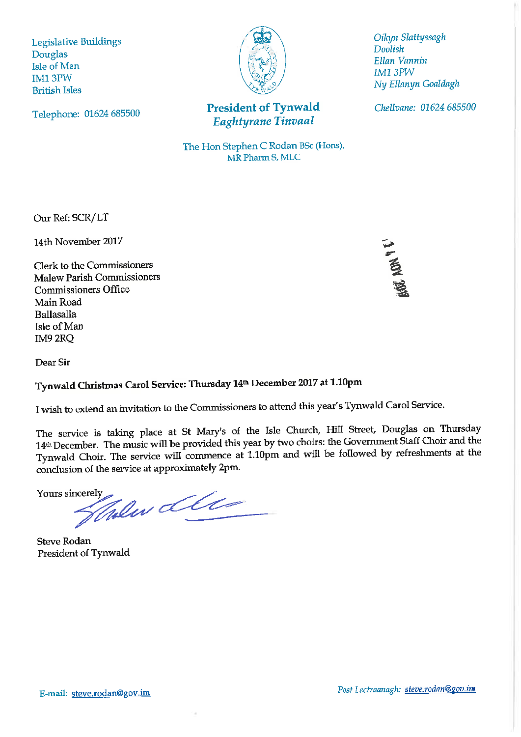Legislative Buildings
Douglas
Isle of Man
IM1 3PW
British Isles

Telephone: 01624 685500

**President of Tynwald**
***Eaghtyrane Tinvaal***

The Hon Stephen C Rodan BSc (Hons), MR Pharm S, MLC

*Oikyn Slattyssagh*
*Doolish*
*Ellan Vannin*
*IM1 3PW*
*Ny Ellanyn Goaldagh*

*Chellvane: 01624 685500*

Our Ref: SCR/LT

14th November 2017

14 NOV 2017

Clerk to the Commissioners
Malew Parish Commissioners
Commissioners Office
Main Road
Ballasalla
Isle of Man
IM9 2RQ

Dear Sir

**Tynwald Christmas Carol Service: Thursday 14th December 2017 at 1.10pm**

I wish to extend an invitation to the Commissioners to attend this year's Tynwald Carol Service.

The service is taking place at St Mary's of the Isle Church, Hill Street, Douglas on Thursday 14th December. The music will be provided this year by two choirs: the Government Staff Choir and the Tynwald Choir. The service will commence at 1.10pm and will be followed by refreshments at the conclusion of the service at approximately 2pm.

Yours sincerely

Steve Rodan
President of Tynwald

E-mail: steve.rodan@gov.im

*Post Lectraanagh:* steve.rodan@gov.im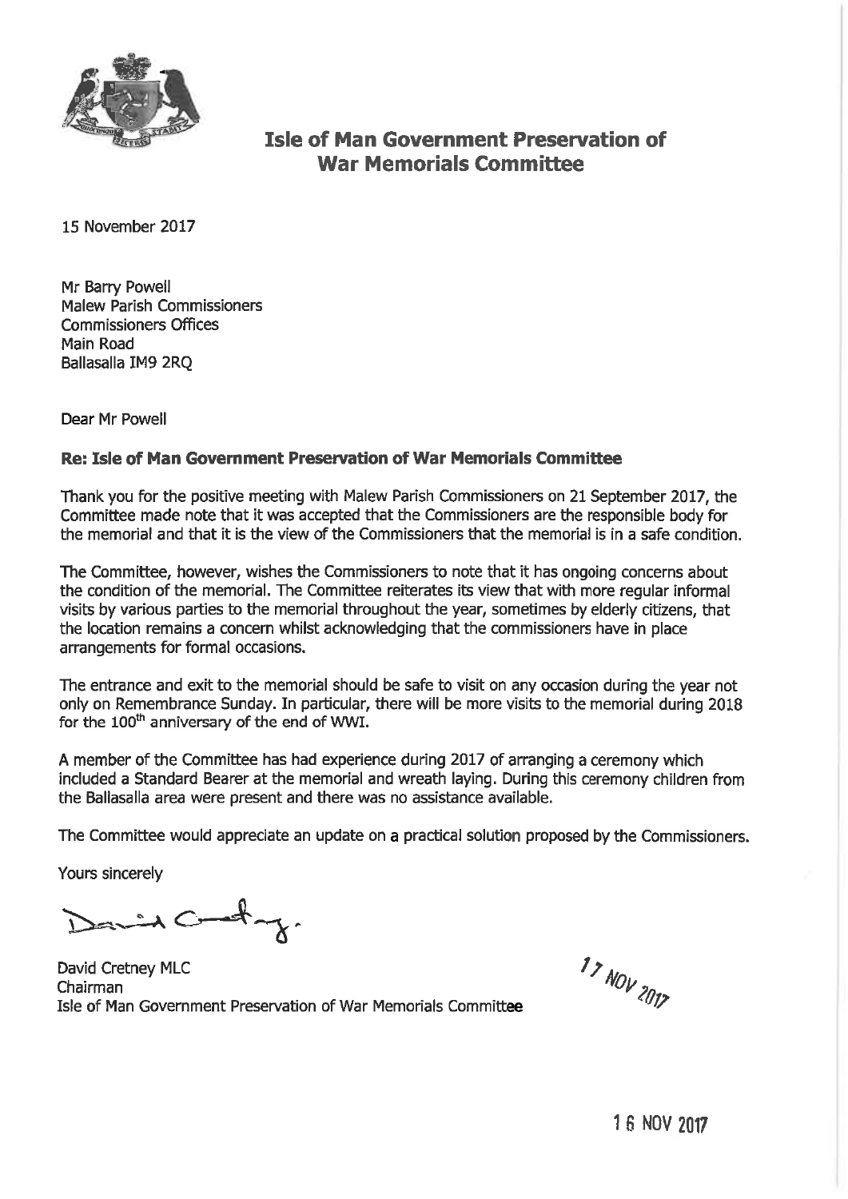## Isle of Man Government Preservation of War Memorials Committee

15 November 2017

Mr Barry Powell
Malew Parish Commissioners
Commissioners Offices
Main Road
Ballasalla IM9 2RQ

Dear Mr Powell

**Re: Isle of Man Government Preservation of War Memorials Committee**

Thank you for the positive meeting with Malew Parish Commissioners on 21 September 2017, the Committee made note that it was accepted that the Commissioners are the responsible body for the memorial and that it is the view of the Commissioners that the memorial is in a safe condition.

The Committee, however, wishes the Commissioners to note that it has ongoing concerns about the condition of the memorial. The Committee reiterates its view that with more regular informal visits by various parties to the memorial throughout the year, sometimes by elderly citizens, that the location remains a concern whilst acknowledging that the commissioners have in place arrangements for formal occasions.

The entrance and exit to the memorial should be safe to visit on any occasion during the year not only on Remembrance Sunday. In particular, there will be more visits to the memorial during 2018 for the 100th anniversary of the end of WWI.

A member of the Committee has had experience during 2017 of arranging a ceremony which included a Standard Bearer at the memorial and wreath laying. During this ceremony children from the Ballasalla area were present and there was no assistance available.

The Committee would appreciate an update on a practical solution proposed by the Commissioners.

Yours sincerely

David Cretney MLC
Chairman
Isle of Man Government Preservation of War Memorials Committee

17 NOV 2017

16 NOV 2017